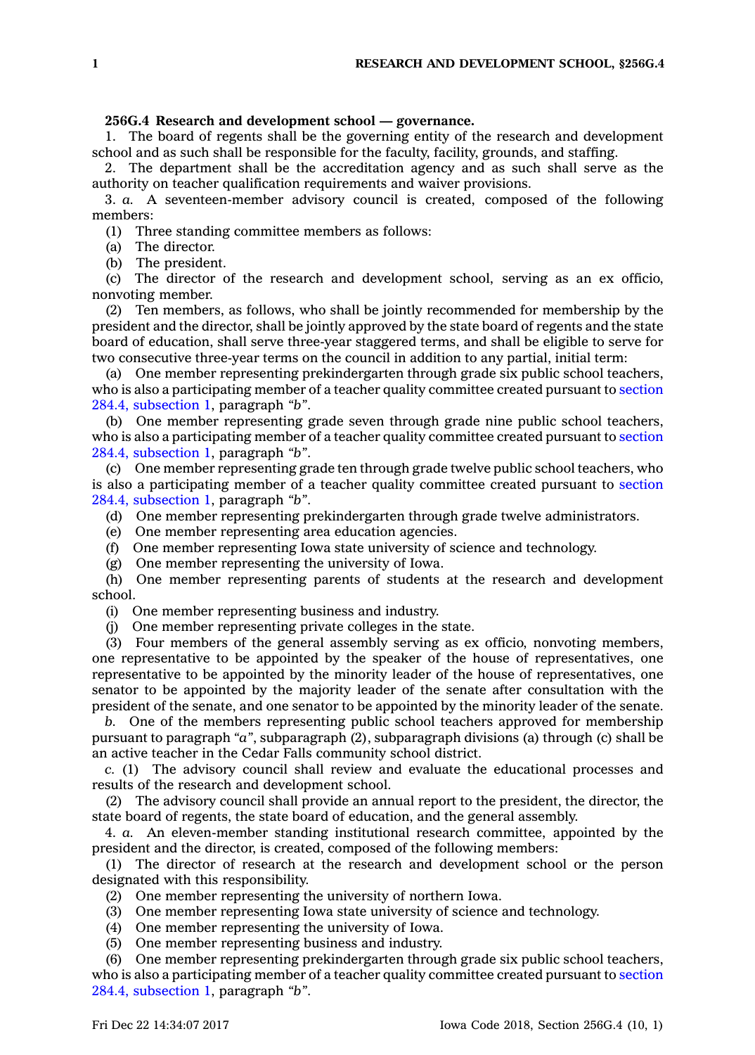**256G.4 Research and development school — governance.**

1. The board of regents shall be the governing entity of the research and development school and as such shall be responsible for the faculty, facility, grounds, and staffing.

2. The department shall be the accreditation agency and as such shall serve as the authority on teacher qualification requirements and waiver provisions.

3. *a.* A seventeen-member advisory council is created, composed of the following members:

(1) Three standing committee members as follows:

(a) The director.

(b) The president.

(c) The director of the research and development school, serving as an ex officio, nonvoting member.

(2) Ten members, as follows, who shall be jointly recommended for membership by the president and the director, shall be jointly approved by the state board of regents and the state board of education, shall serve three-year staggered terms, and shall be eligible to serve for two consecutive three-year terms on the council in addition to any partial, initial term:

(a) One member representing prekindergarten through grade six public school teachers, who is also a participating member of a teacher quality committee created pursuant to section 284.4, subsection 1, paragraph *"b"*.

(b) One member representing grade seven through grade nine public school teachers, who is also a participating member of a teacher quality committee created pursuant to section 284.4, subsection 1, paragraph *"b"*.

(c) One member representing grade ten through grade twelve public school teachers, who is also a participating member of a teacher quality committee created pursuant to section 284.4, subsection 1, paragraph *"b"*.

(d) One member representing prekindergarten through grade twelve administrators.

(e) One member representing area education agencies.

(f) One member representing Iowa state university of science and technology.

(g) One member representing the university of Iowa.

(h) One member representing parents of students at the research and development school.

(i) One member representing business and industry.

(j) One member representing private colleges in the state.

(3) Four members of the general assembly serving as ex officio, nonvoting members, one representative to be appointed by the speaker of the house of representatives, one representative to be appointed by the minority leader of the house of representatives, one senator to be appointed by the majority leader of the senate after consultation with the president of the senate, and one senator to be appointed by the minority leader of the senate.

*b.* One of the members representing public school teachers approved for membership pursuant to paragraph *"a"*, subparagraph (2), subparagraph divisions (a) through (c) shall be an active teacher in the Cedar Falls community school district.

*c.* (1) The advisory council shall review and evaluate the educational processes and results of the research and development school.

(2) The advisory council shall provide an annual report to the president, the director, the state board of regents, the state board of education, and the general assembly.

4. *a.* An eleven-member standing institutional research committee, appointed by the president and the director, is created, composed of the following members:

(1) The director of research at the research and development school or the person designated with this responsibility.

(2) One member representing the university of northern Iowa.

(3) One member representing Iowa state university of science and technology.

(4) One member representing the university of Iowa.

(5) One member representing business and industry.

(6) One member representing prekindergarten through grade six public school teachers, who is also a participating member of a teacher quality committee created pursuant to section 284.4, subsection 1, paragraph *"b"*.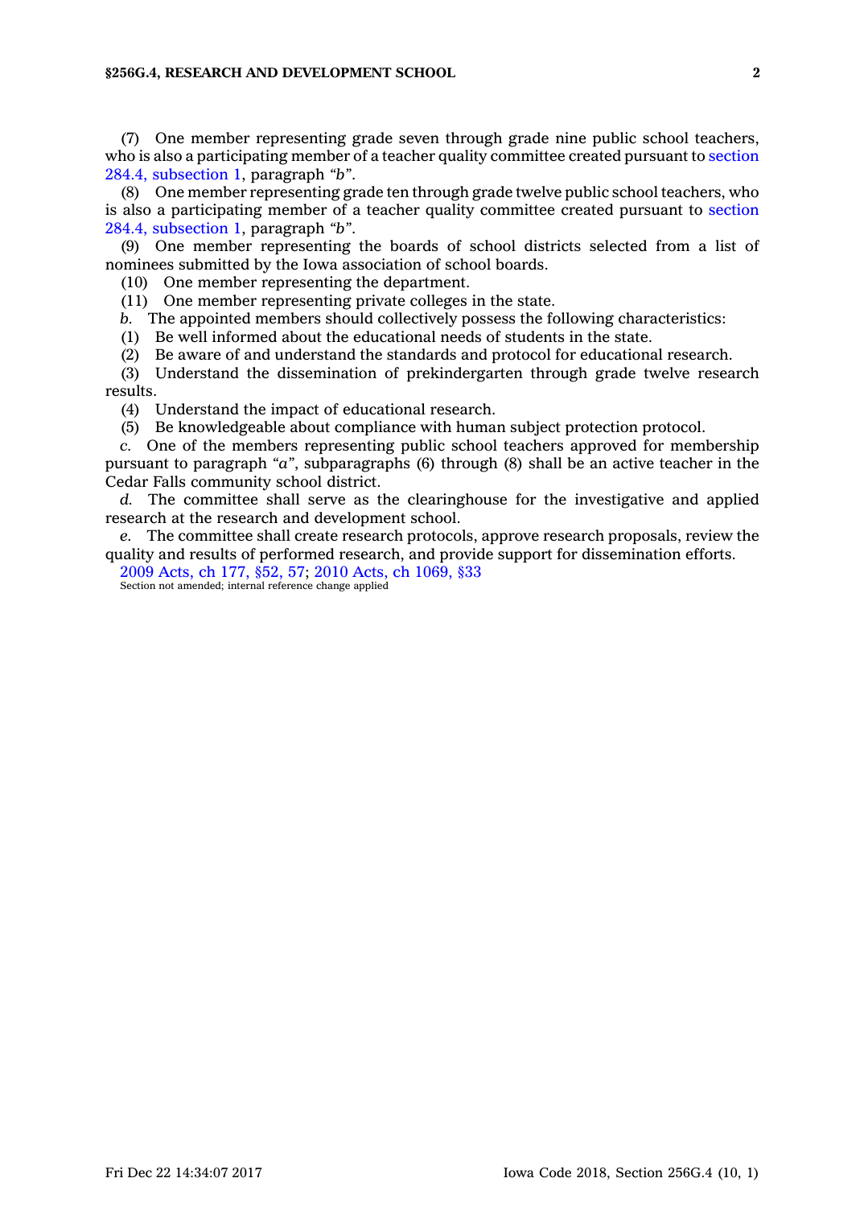(7) One member representing grade seven through grade nine public school teachers, who is also a participating member of a teacher quality committee created pursuant to section 284.4, subsection 1, paragraph *"b"*.

(8) One member representing grade ten through grade twelve public school teachers, who is also a participating member of a teacher quality committee created pursuant to section 284.4, subsection 1, paragraph *"b"*.

(9) One member representing the boards of school districts selected from a list of nominees submitted by the Iowa association of school boards.

(10) One member representing the department.

(11) One member representing private colleges in the state.

*b.* The appointed members should collectively possess the following characteristics:

(1) Be well informed about the educational needs of students in the state.

(2) Be aware of and understand the standards and protocol for educational research.

(3) Understand the dissemination of prekindergarten through grade twelve research results.

(4) Understand the impact of educational research.

(5) Be knowledgeable about compliance with human subject protection protocol.

*c.* One of the members representing public school teachers approved for membership pursuant to paragraph *"a"*, subparagraphs (6) through (8) shall be an active teacher in the Cedar Falls community school district.

*d.* The committee shall serve as the clearinghouse for the investigative and applied research at the research and development school.

*e.* The committee shall create research protocols, approve research proposals, review the quality and results of performed research, and provide support for dissemination efforts.

2009 Acts, ch 177, §52, 57; 2010 Acts, ch 1069, §33

Section not amended; internal reference change applied